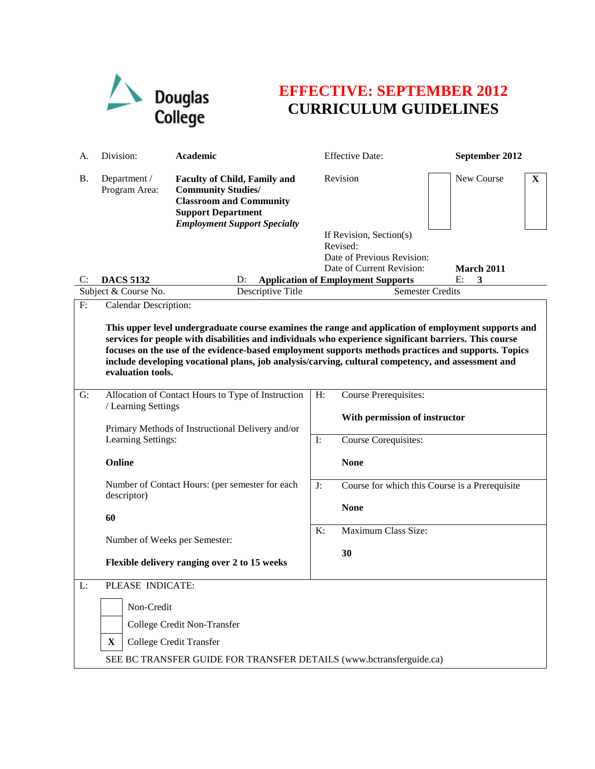Douglas College

# EFFECTIVE: SEPTEMBER 2012
# CURRICULUM GUIDELINES

| | | | | |
|---|---|---|---|---|
| A. | Division: | **Academic** | Effective Date: | **September 2012** |
| B. | Department / Program Area: | **Faculty of Child, Family and Community Studies/ Classroom and Community Support Department** ***Employment Support Specialty*** | Revision [ ] New Course [X] | |
| | | | If Revision, Section(s) Revised: | |
| | | | Date of Previous Revision: | |
| | | | Date of Current Revision: | **March 2011** |

| C: **DACS 5132** | D: **Application of Employment Supports** | E: **3** |
|---|---|---|
| Subject & Course No. | Descriptive Title | Semester Credits |

**F: Calendar Description:**

**This upper level undergraduate course examines the range and application of employment supports and services for people with disabilities and individuals who experience significant barriers. This course focuses on the use of the evidence-based employment supports methods practices and supports. Topics include developing vocational plans, job analysis/carving, cultural competency, and assessment and evaluation tools.**

**G: Allocation of Contact Hours to Type of Instruction / Learning Settings**

Primary Methods of Instructional Delivery and/or Learning Settings:

**Online**

Number of Contact Hours: (per semester for each descriptor)

**60**

Number of Weeks per Semester:

**Flexible delivery ranging over 2 to 15 weeks**

**H: Course Prerequisites:**

**With permission of instructor**

**I: Course Corequisites:**

**None**

**J: Course for which this Course is a Prerequisite**

**None**

**K: Maximum Class Size:**

**30**

**L: PLEASE INDICATE:**

- [ ] Non-Credit
- [ ] College Credit Non-Transfer
- [X] College Credit Transfer

SEE BC TRANSFER GUIDE FOR TRANSFER DETAILS (www.bctransferguide.ca)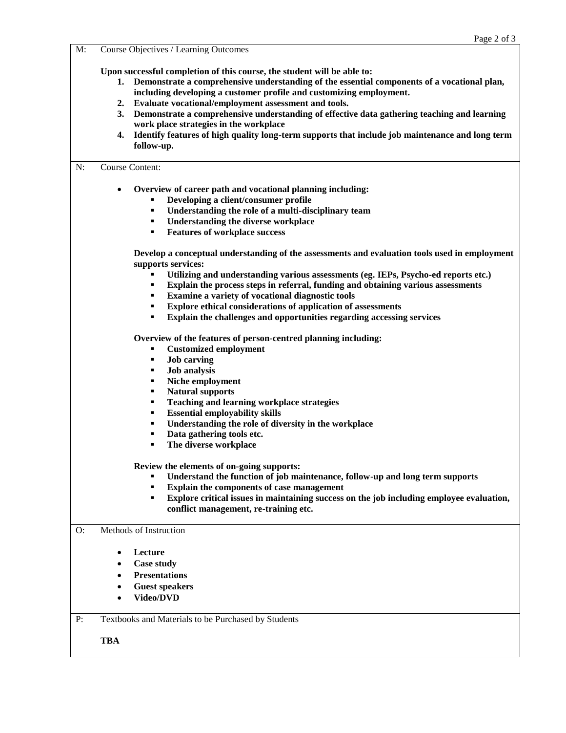M: Course Objectives / Learning Outcomes

**Upon successful completion of this course, the student will be able to:**

1. **Demonstrate a comprehensive understanding of the essential components of a vocational plan, including developing a customer profile and customizing employment.**
2. **Evaluate vocational/employment assessment and tools.**
3. **Demonstrate a comprehensive understanding of effective data gathering teaching and learning work place strategies in the workplace**
4. **Identify features of high quality long-term supports that include job maintenance and long term follow-up.**

N: Course Content:

- **Overview of career path and vocational planning including:**
  - **Developing a client/consumer profile**
  - **Understanding the role of a multi-disciplinary team**
  - **Understanding the diverse workplace**
  - **Features of workplace success**

  **Develop a conceptual understanding of the assessments and evaluation tools used in employment supports services:**
  - **Utilizing and understanding various assessments (eg. IEPs, Psycho-ed reports etc.)**
  - **Explain the process steps in referral, funding and obtaining various assessments**
  - **Examine a variety of vocational diagnostic tools**
  - **Explore ethical considerations of application of assessments**
  - **Explain the challenges and opportunities regarding accessing services**

  **Overview of the features of person-centred planning including:**
  - **Customized employment**
  - **Job carving**
  - **Job analysis**
  - **Niche employment**
  - **Natural supports**
  - **Teaching and learning workplace strategies**
  - **Essential employability skills**
  - **Understanding the role of diversity in the workplace**
  - **Data gathering tools etc.**
  - **The diverse workplace**

  **Review the elements of on-going supports:**
  - **Understand the function of job maintenance, follow-up and long term supports**
  - **Explain the components of case management**
  - **Explore critical issues in maintaining success on the job including employee evaluation, conflict management, re-training etc.**

O: Methods of Instruction

- **Lecture**
- **Case study**
- **Presentations**
- **Guest speakers**
- **Video/DVD**

P: Textbooks and Materials to be Purchased by Students

**TBA**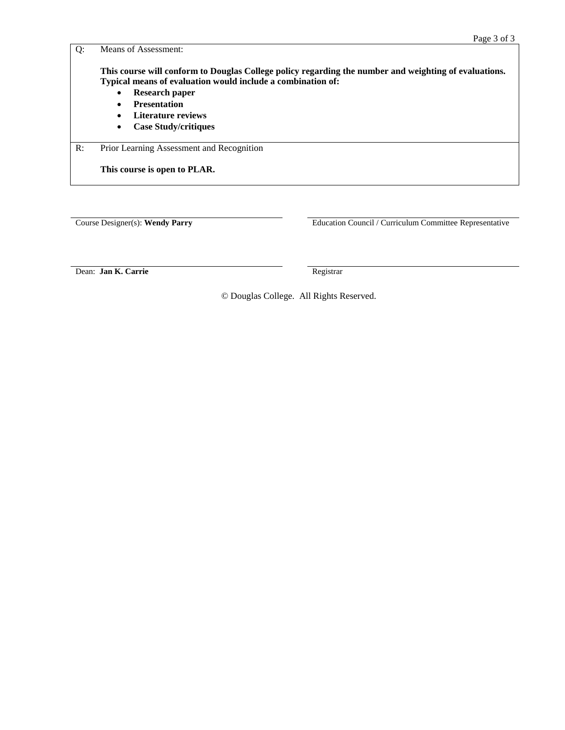Q: Means of Assessment:

**This course will conform to Douglas College policy regarding the number and weighting of evaluations. Typical means of evaluation would include a combination of:**

- **Research paper**
- **Presentation**
- **Literature reviews**
- **Case Study/critiques**

R: Prior Learning Assessment and Recognition

**This course is open to PLAR.**

Course Designer(s): **Wendy Parry**

Education Council / Curriculum Committee Representative

Dean: **Jan K. Carrie**

Registrar

© Douglas College. All Rights Reserved.